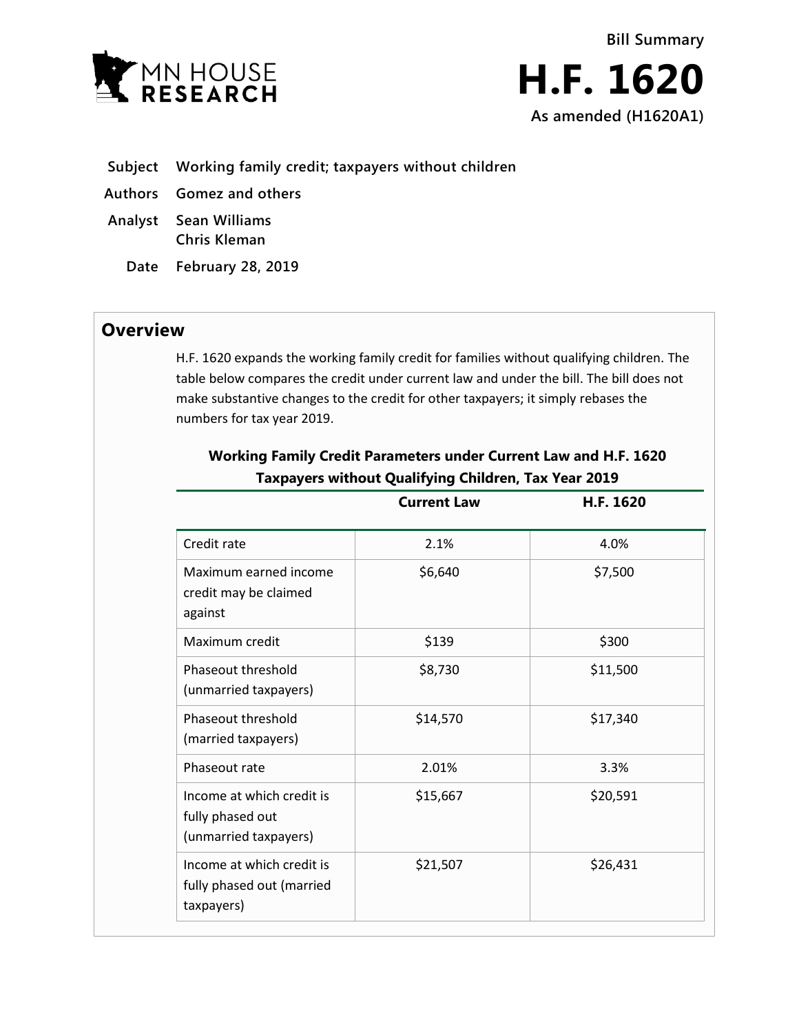MN HOUSE RESEARCH

Bill Summary

# H.F. 1620

**As amended (H1620A1)**

**Subject** Working family credit; taxpayers without children

**Authors** Gomez and others

**Analyst** Sean Williams
Chris Kleman

**Date** February 28, 2019

## Overview

H.F. 1620 expands the working family credit for families without qualifying children. The table below compares the credit under current law and under the bill. The bill does not make substantive changes to the credit for other taxpayers; it simply rebases the numbers for tax year 2019.

**Working Family Credit Parameters under Current Law and H.F. 1620**
**Taxpayers without Qualifying Children, Tax Year 2019**

| | Current Law | H.F. 1620 |
|---|---|---|
| Credit rate | 2.1% | 4.0% |
| Maximum earned income credit may be claimed against | $6,640 | $7,500 |
| Maximum credit | $139 | $300 |
| Phaseout threshold (unmarried taxpayers) | $8,730 | $11,500 |
| Phaseout threshold (married taxpayers) | $14,570 | $17,340 |
| Phaseout rate | 2.01% | 3.3% |
| Income at which credit is fully phased out (unmarried taxpayers) | $15,667 | $20,591 |
| Income at which credit is fully phased out (married taxpayers) | $21,507 | $26,431 |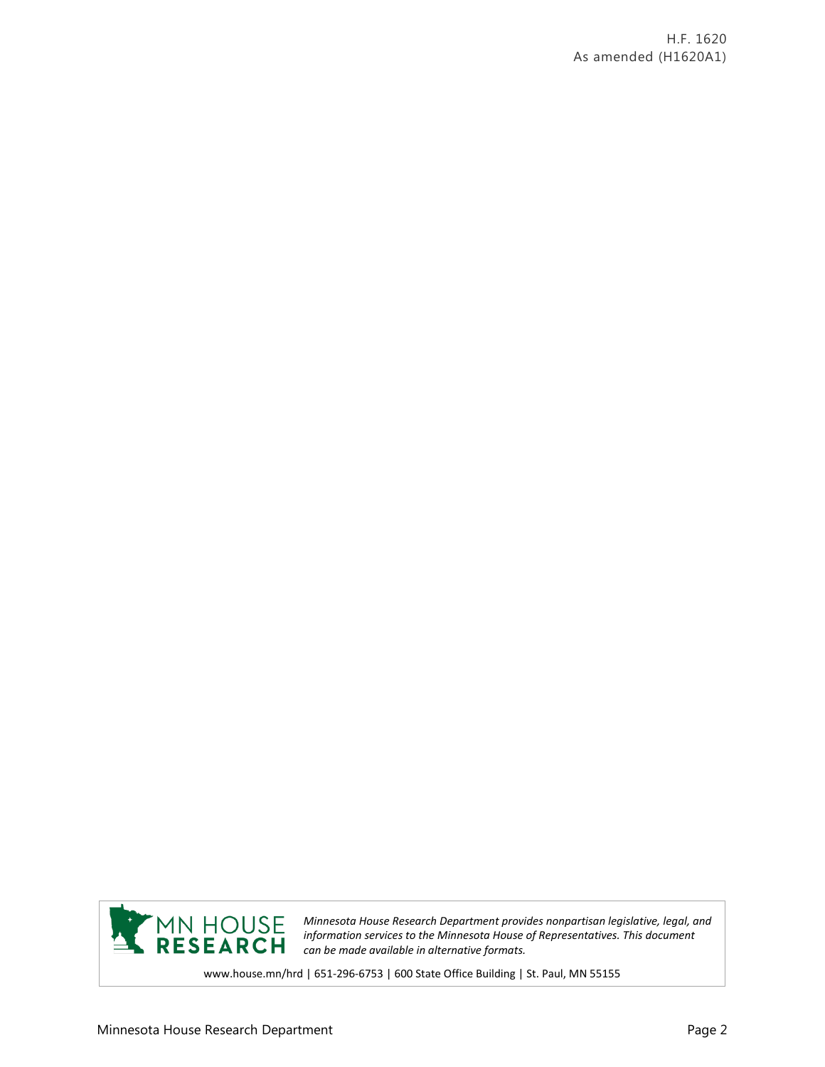*Minnesota House Research Department provides nonpartisan legislative, legal, and information services to the Minnesota House of Representatives. This document can be made available in alternative formats.*

www.house.mn/hrd | 651-296-6753 | 600 State Office Building | St. Paul, MN 55155